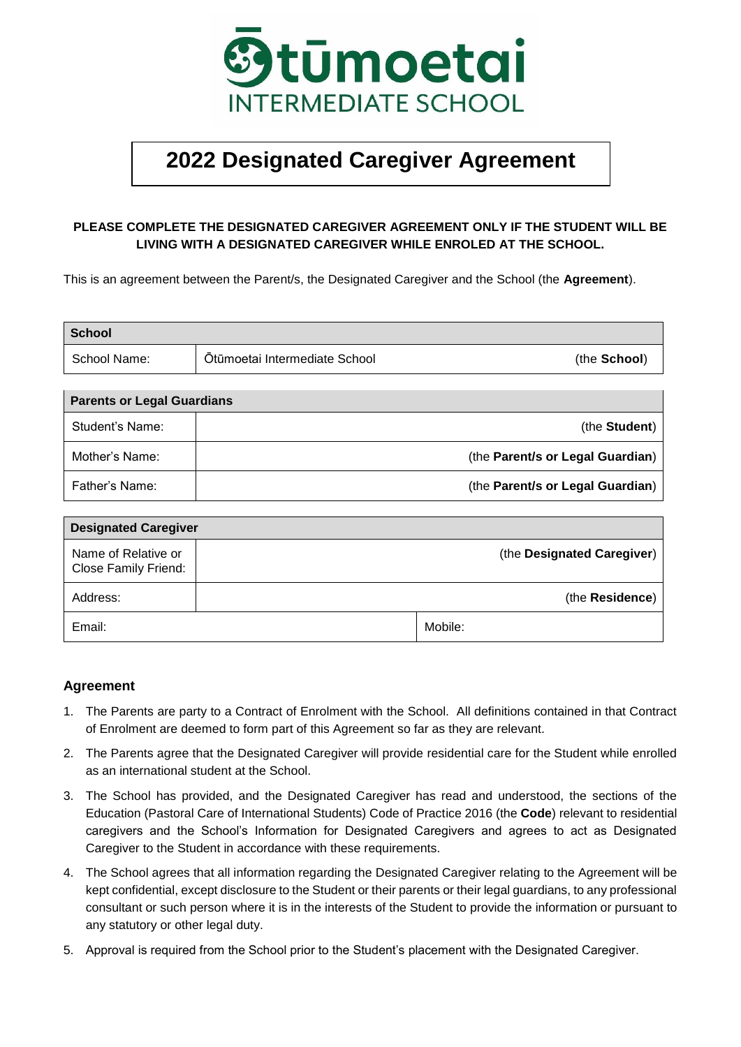Ōtūmoetai INTERMEDIATE SCHOOL

# 2022 Designated Caregiver Agreement

**PLEASE COMPLETE THE DESIGNATED CAREGIVER AGREEMENT ONLY IF THE STUDENT WILL BE LIVING WITH A DESIGNATED CAREGIVER WHILE ENROLED AT THE SCHOOL.**

This is an agreement between the Parent/s, the Designated Caregiver and the School (the **Agreement**).

| **School** | | |
|---|---|---|
| School Name: | Ōtūmoetai Intermediate School | (the **School**) |

| **Parents or Legal Guardians** | |
|---|---|
| Student's Name: | (the **Student**) |
| Mother's Name: | (the **Parent/s or Legal Guardian**) |
| Father's Name: | (the **Parent/s or Legal Guardian**) |

| **Designated Caregiver** | | |
|---|---|---|
| Name of Relative or Close Family Friend: | | (the **Designated Caregiver**) |
| Address: | | (the **Residence**) |
| Email: | | Mobile: |

### Agreement

1. The Parents are party to a Contract of Enrolment with the School. All definitions contained in that Contract of Enrolment are deemed to form part of this Agreement so far as they are relevant.
2. The Parents agree that the Designated Caregiver will provide residential care for the Student while enrolled as an international student at the School.
3. The School has provided, and the Designated Caregiver has read and understood, the sections of the Education (Pastoral Care of International Students) Code of Practice 2016 (the **Code**) relevant to residential caregivers and the School's Information for Designated Caregivers and agrees to act as Designated Caregiver to the Student in accordance with these requirements.
4. The School agrees that all information regarding the Designated Caregiver relating to the Agreement will be kept confidential, except disclosure to the Student or their parents or their legal guardians, to any professional consultant or such person where it is in the interests of the Student to provide the information or pursuant to any statutory or other legal duty.
5. Approval is required from the School prior to the Student's placement with the Designated Caregiver.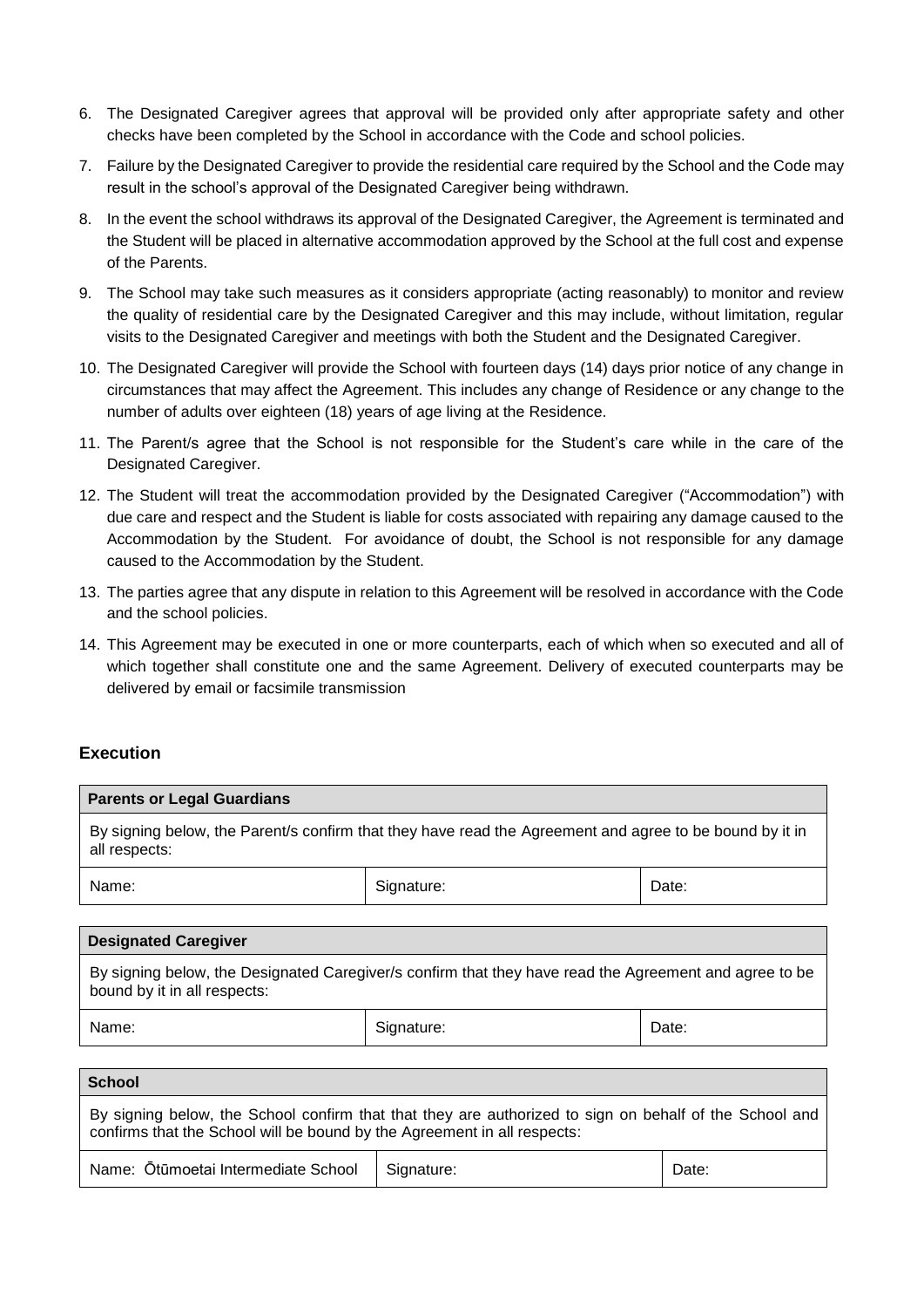6. The Designated Caregiver agrees that approval will be provided only after appropriate safety and other checks have been completed by the School in accordance with the Code and school policies.
7. Failure by the Designated Caregiver to provide the residential care required by the School and the Code may result in the school's approval of the Designated Caregiver being withdrawn.
8. In the event the school withdraws its approval of the Designated Caregiver, the Agreement is terminated and the Student will be placed in alternative accommodation approved by the School at the full cost and expense of the Parents.
9. The School may take such measures as it considers appropriate (acting reasonably) to monitor and review the quality of residential care by the Designated Caregiver and this may include, without limitation, regular visits to the Designated Caregiver and meetings with both the Student and the Designated Caregiver.
10. The Designated Caregiver will provide the School with fourteen days (14) days prior notice of any change in circumstances that may affect the Agreement. This includes any change of Residence or any change to the number of adults over eighteen (18) years of age living at the Residence.
11. The Parent/s agree that the School is not responsible for the Student's care while in the care of the Designated Caregiver.
12. The Student will treat the accommodation provided by the Designated Caregiver ("Accommodation") with due care and respect and the Student is liable for costs associated with repairing any damage caused to the Accommodation by the Student. For avoidance of doubt, the School is not responsible for any damage caused to the Accommodation by the Student.
13. The parties agree that any dispute in relation to this Agreement will be resolved in accordance with the Code and the school policies.
14. This Agreement may be executed in one or more counterparts, each of which when so executed and all of which together shall constitute one and the same Agreement. Delivery of executed counterparts may be delivered by email or facsimile transmission

### Execution

| **Parents or Legal Guardians** | | |
|---|---|---|
| By signing below, the Parent/s confirm that they have read the Agreement and agree to be bound by it in all respects: | | |
| Name: | Signature: | Date: |

| **Designated Caregiver** | | |
|---|---|---|
| By signing below, the Designated Caregiver/s confirm that they have read the Agreement and agree to be bound by it in all respects: | | |
| Name: | Signature: | Date: |

| **School** | | |
|---|---|---|
| By signing below, the School confirm that that they are authorized to sign on behalf of the School and confirms that the School will be bound by the Agreement in all respects: | | |
| Name: Ōtūmoetai Intermediate School | Signature: | Date: |